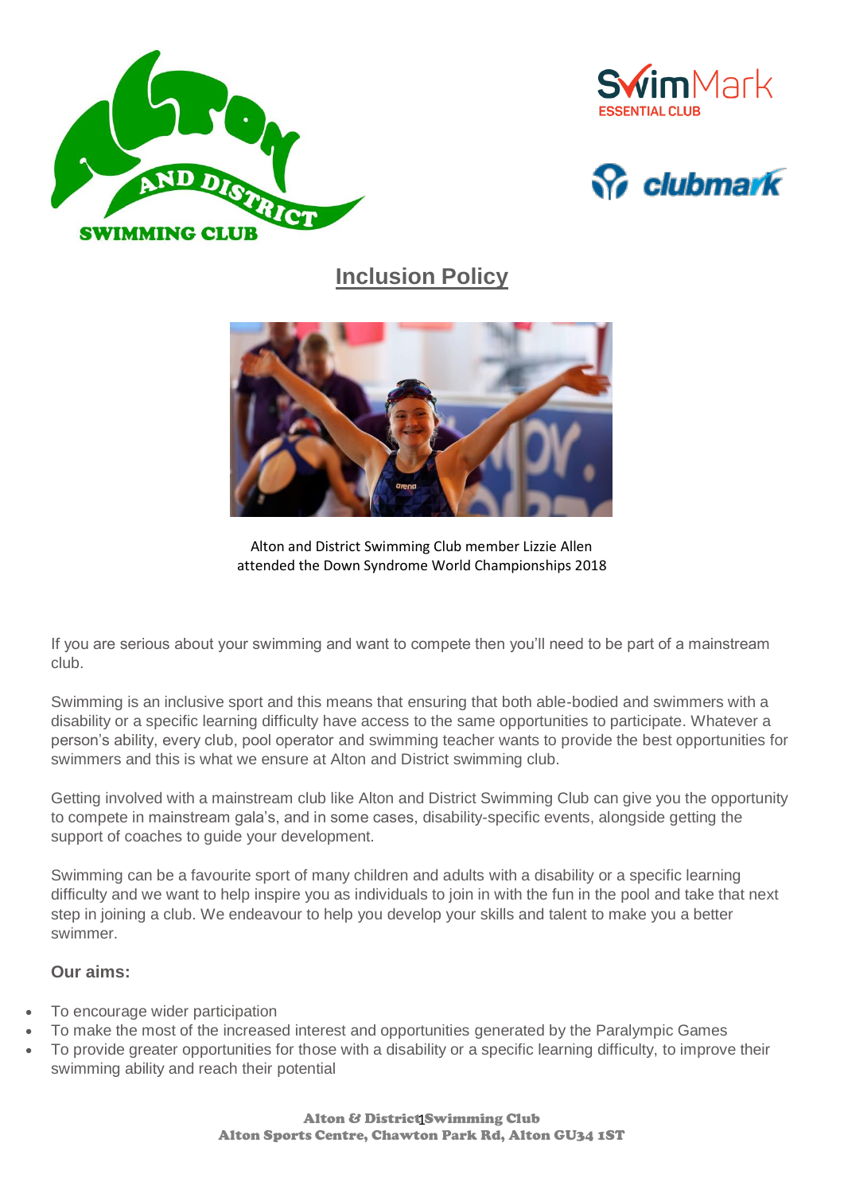# Inclusion Policy

Alton and District Swimming Club member Lizzie Allen attended the Down Syndrome World Championships 2018

If you are serious about your swimming and want to compete then you'll need to be part of a mainstream club.

Swimming is an inclusive sport and this means that ensuring that both able-bodied and swimmers with a disability or a specific learning difficulty have access to the same opportunities to participate. Whatever a person's ability, every club, pool operator and swimming teacher wants to provide the best opportunities for swimmers and this is what we ensure at Alton and District swimming club.

Getting involved with a mainstream club like Alton and District Swimming Club can give you the opportunity to compete in mainstream gala's, and in some cases, disability-specific events, alongside getting the support of coaches to guide your development.

Swimming can be a favourite sport of many children and adults with a disability or a specific learning difficulty and we want to help inspire you as individuals to join in with the fun in the pool and take that next step in joining a club. We endeavour to help you develop your skills and talent to make you a better swimmer.

**Our aims:**

- To encourage wider participation
- To make the most of the increased interest and opportunities generated by the Paralympic Games
- To provide greater opportunities for those with a disability or a specific learning difficulty, to improve their swimming ability and reach their potential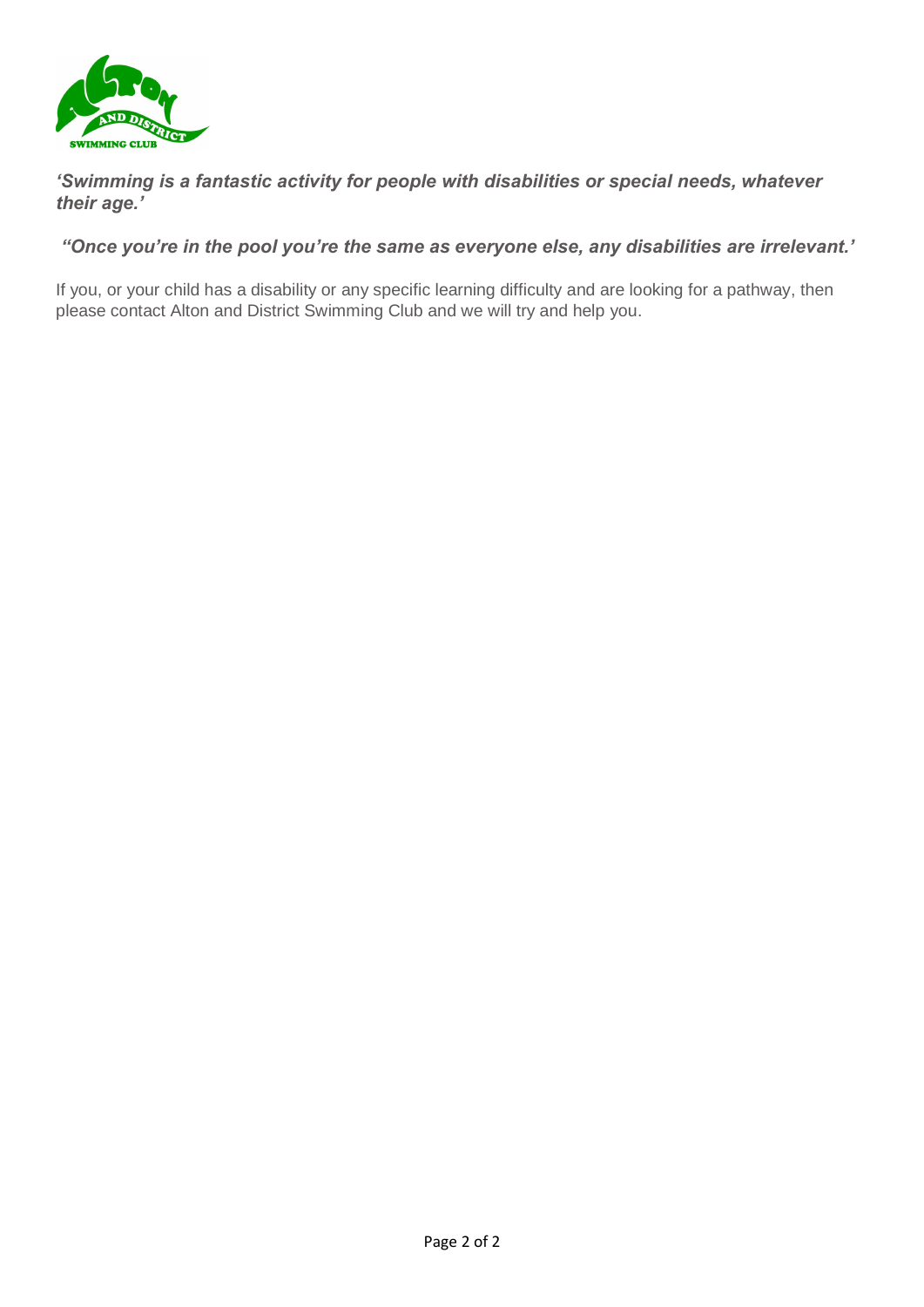***'Swimming is a fantastic activity for people with disabilities or special needs, whatever their age.'***

***"Once you're in the pool you're the same as everyone else, any disabilities are irrelevant.'***

If you, or your child has a disability or any specific learning difficulty and are looking for a pathway, then please contact Alton and District Swimming Club and we will try and help you.